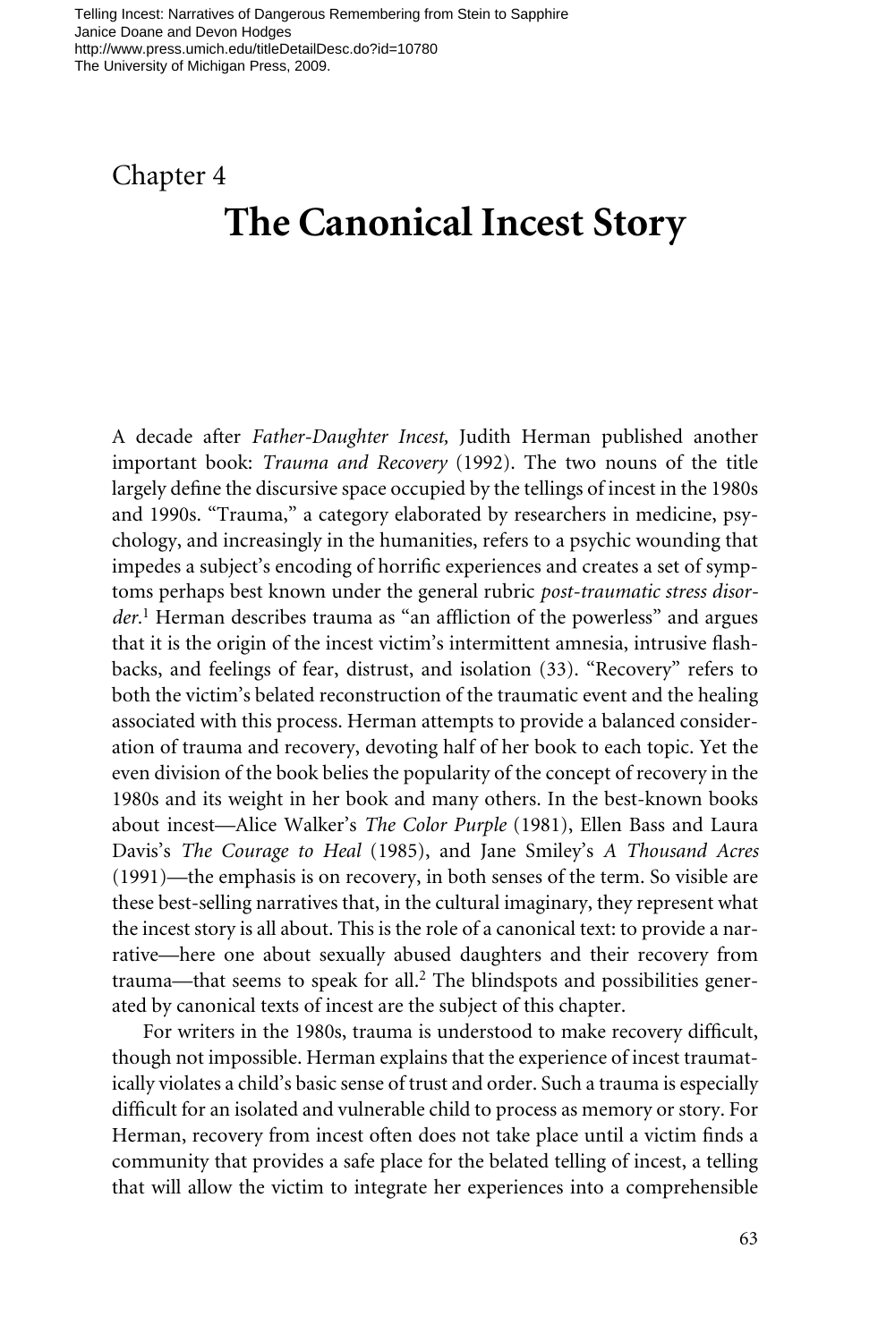Telling Incest: Narratives of Dangerous Remembering from Stein to Sapphire
Janice Doane and Devon Hodges
http://www.press.umich.edu/titleDetailDesc.do?id=10780
The University of Michigan Press, 2009.

Chapter 4

# The Canonical Incest Story

A decade after *Father-Daughter Incest,* Judith Herman published another important book: *Trauma and Recovery* (1992). The two nouns of the title largely define the discursive space occupied by the tellings of incest in the 1980s and 1990s. "Trauma," a category elaborated by researchers in medicine, psychology, and increasingly in the humanities, refers to a psychic wounding that impedes a subject's encoding of horrific experiences and creates a set of symptoms perhaps best known under the general rubric *post-traumatic stress disorder.*[1] Herman describes trauma as "an affliction of the powerless" and argues that it is the origin of the incest victim's intermittent amnesia, intrusive flashbacks, and feelings of fear, distrust, and isolation (33). "Recovery" refers to both the victim's belated reconstruction of the traumatic event and the healing associated with this process. Herman attempts to provide a balanced consideration of trauma and recovery, devoting half of her book to each topic. Yet the even division of the book belies the popularity of the concept of recovery in the 1980s and its weight in her book and many others. In the best-known books about incest—Alice Walker's *The Color Purple* (1981), Ellen Bass and Laura Davis's *The Courage to Heal* (1985), and Jane Smiley's *A Thousand Acres* (1991)—the emphasis is on recovery, in both senses of the term. So visible are these best-selling narratives that, in the cultural imaginary, they represent what the incest story is all about. This is the role of a canonical text: to provide a narrative—here one about sexually abused daughters and their recovery from trauma—that seems to speak for all.[2] The blindspots and possibilities generated by canonical texts of incest are the subject of this chapter.

For writers in the 1980s, trauma is understood to make recovery difficult, though not impossible. Herman explains that the experience of incest traumatically violates a child's basic sense of trust and order. Such a trauma is especially difficult for an isolated and vulnerable child to process as memory or story. For Herman, recovery from incest often does not take place until a victim finds a community that provides a safe place for the belated telling of incest, a telling that will allow the victim to integrate her experiences into a comprehensible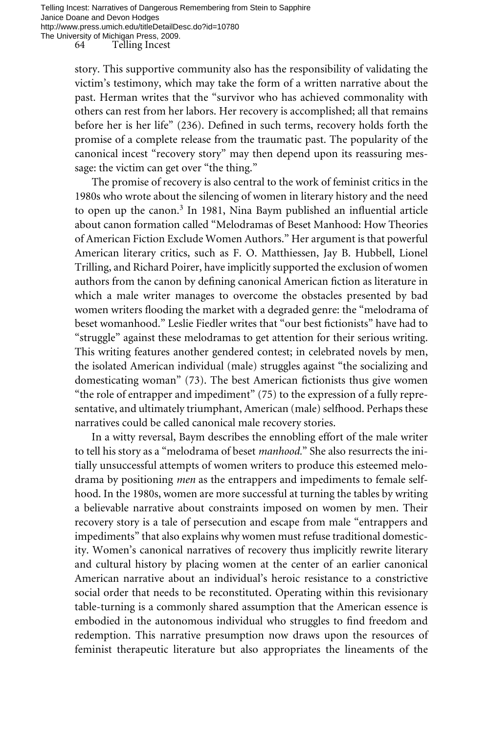story. This supportive community also has the responsibility of validating the victim's testimony, which may take the form of a written narrative about the past. Herman writes that the "survivor who has achieved commonality with others can rest from her labors. Her recovery is accomplished; all that remains before her is her life" (236). Defined in such terms, recovery holds forth the promise of a complete release from the traumatic past. The popularity of the canonical incest "recovery story" may then depend upon its reassuring message: the victim can get over "the thing."

The promise of recovery is also central to the work of feminist critics in the 1980s who wrote about the silencing of women in literary history and the need to open up the canon.[3] In 1981, Nina Baym published an influential article about canon formation called "Melodramas of Beset Manhood: How Theories of American Fiction Exclude Women Authors." Her argument is that powerful American literary critics, such as F. O. Matthiessen, Jay B. Hubbell, Lionel Trilling, and Richard Poirer, have implicitly supported the exclusion of women authors from the canon by defining canonical American fiction as literature in which a male writer manages to overcome the obstacles presented by bad women writers flooding the market with a degraded genre: the "melodrama of beset womanhood." Leslie Fiedler writes that "our best fictionists" have had to "struggle" against these melodramas to get attention for their serious writing. This writing features another gendered contest; in celebrated novels by men, the isolated American individual (male) struggles against "the socializing and domesticating woman" (73). The best American fictionists thus give women "the role of entrapper and impediment" (75) to the expression of a fully representative, and ultimately triumphant, American (male) selfhood. Perhaps these narratives could be called canonical male recovery stories.

In a witty reversal, Baym describes the ennobling effort of the male writer to tell his story as a "melodrama of beset *manhood*." She also resurrects the initially unsuccessful attempts of women writers to produce this esteemed melodrama by positioning *men* as the entrappers and impediments to female selfhood. In the 1980s, women are more successful at turning the tables by writing a believable narrative about constraints imposed on women by men. Their recovery story is a tale of persecution and escape from male "entrappers and impediments" that also explains why women must refuse traditional domesticity. Women's canonical narratives of recovery thus implicitly rewrite literary and cultural history by placing women at the center of an earlier canonical American narrative about an individual's heroic resistance to a constrictive social order that needs to be reconstituted. Operating within this revisionary table-turning is a commonly shared assumption that the American essence is embodied in the autonomous individual who struggles to find freedom and redemption. This narrative presumption now draws upon the resources of feminist therapeutic literature but also appropriates the lineaments of the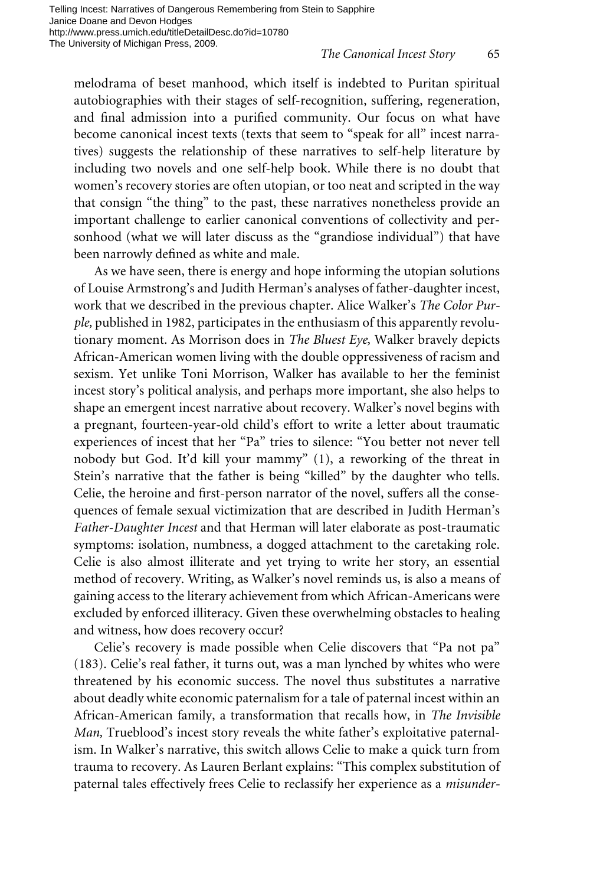melodrama of beset manhood, which itself is indebted to Puritan spiritual autobiographies with their stages of self-recognition, suffering, regeneration, and final admission into a purified community. Our focus on what have become canonical incest texts (texts that seem to "speak for all" incest narratives) suggests the relationship of these narratives to self-help literature by including two novels and one self-help book. While there is no doubt that women's recovery stories are often utopian, or too neat and scripted in the way that consign "the thing" to the past, these narratives nonetheless provide an important challenge to earlier canonical conventions of collectivity and personhood (what we will later discuss as the "grandiose individual") that have been narrowly defined as white and male.

As we have seen, there is energy and hope informing the utopian solutions of Louise Armstrong's and Judith Herman's analyses of father-daughter incest, work that we described in the previous chapter. Alice Walker's *The Color Purple,* published in 1982, participates in the enthusiasm of this apparently revolutionary moment. As Morrison does in *The Bluest Eye,* Walker bravely depicts African-American women living with the double oppressiveness of racism and sexism. Yet unlike Toni Morrison, Walker has available to her the feminist incest story's political analysis, and perhaps more important, she also helps to shape an emergent incest narrative about recovery. Walker's novel begins with a pregnant, fourteen-year-old child's effort to write a letter about traumatic experiences of incest that her "Pa" tries to silence: "You better not never tell nobody but God. It'd kill your mammy" (1), a reworking of the threat in Stein's narrative that the father is being "killed" by the daughter who tells. Celie, the heroine and first-person narrator of the novel, suffers all the consequences of female sexual victimization that are described in Judith Herman's *Father-Daughter Incest* and that Herman will later elaborate as post-traumatic symptoms: isolation, numbness, a dogged attachment to the caretaking role. Celie is also almost illiterate and yet trying to write her story, an essential method of recovery. Writing, as Walker's novel reminds us, is also a means of gaining access to the literary achievement from which African-Americans were excluded by enforced illiteracy. Given these overwhelming obstacles to healing and witness, how does recovery occur?

Celie's recovery is made possible when Celie discovers that "Pa not pa" (183). Celie's real father, it turns out, was a man lynched by whites who were threatened by his economic success. The novel thus substitutes a narrative about deadly white economic paternalism for a tale of paternal incest within an African-American family, a transformation that recalls how, in *The Invisible Man,* Trueblood's incest story reveals the white father's exploitative paternalism. In Walker's narrative, this switch allows Celie to make a quick turn from trauma to recovery. As Lauren Berlant explains: "This complex substitution of paternal tales effectively frees Celie to reclassify her experience as a *misunder-*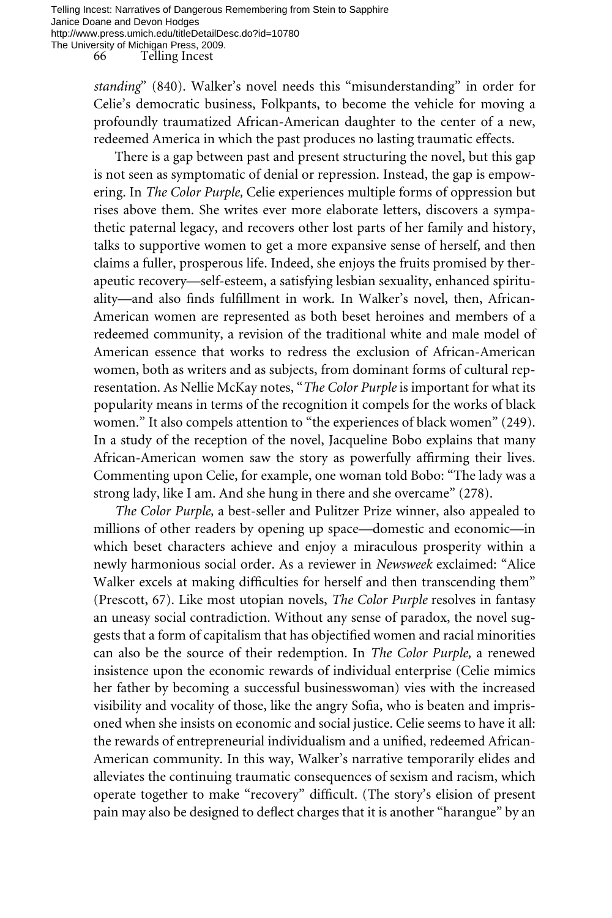*standing*" (840). Walker's novel needs this "misunderstanding" in order for Celie's democratic business, Folkpants, to become the vehicle for moving a profoundly traumatized African-American daughter to the center of a new, redeemed America in which the past produces no lasting traumatic effects.

There is a gap between past and present structuring the novel, but this gap is not seen as symptomatic of denial or repression. Instead, the gap is empowering. In *The Color Purple,* Celie experiences multiple forms of oppression but rises above them. She writes ever more elaborate letters, discovers a sympathetic paternal legacy, and recovers other lost parts of her family and history, talks to supportive women to get a more expansive sense of herself, and then claims a fuller, prosperous life. Indeed, she enjoys the fruits promised by therapeutic recovery—self-esteem, a satisfying lesbian sexuality, enhanced spirituality—and also finds fulfillment in work. In Walker's novel, then, African-American women are represented as both beset heroines and members of a redeemed community, a revision of the traditional white and male model of American essence that works to redress the exclusion of African-American women, both as writers and as subjects, from dominant forms of cultural representation. As Nellie McKay notes, "*The Color Purple* is important for what its popularity means in terms of the recognition it compels for the works of black women." It also compels attention to "the experiences of black women" (249). In a study of the reception of the novel, Jacqueline Bobo explains that many African-American women saw the story as powerfully affirming their lives. Commenting upon Celie, for example, one woman told Bobo: "The lady was a strong lady, like I am. And she hung in there and she overcame" (278).

*The Color Purple,* a best-seller and Pulitzer Prize winner, also appealed to millions of other readers by opening up space—domestic and economic—in which beset characters achieve and enjoy a miraculous prosperity within a newly harmonious social order. As a reviewer in *Newsweek* exclaimed: "Alice Walker excels at making difficulties for herself and then transcending them" (Prescott, 67). Like most utopian novels, *The Color Purple* resolves in fantasy an uneasy social contradiction. Without any sense of paradox, the novel suggests that a form of capitalism that has objectified women and racial minorities can also be the source of their redemption. In *The Color Purple,* a renewed insistence upon the economic rewards of individual enterprise (Celie mimics her father by becoming a successful businesswoman) vies with the increased visibility and vocality of those, like the angry Sofia, who is beaten and imprisoned when she insists on economic and social justice. Celie seems to have it all: the rewards of entrepreneurial individualism and a unified, redeemed African-American community. In this way, Walker's narrative temporarily elides and alleviates the continuing traumatic consequences of sexism and racism, which operate together to make "recovery" difficult. (The story's elision of present pain may also be designed to deflect charges that it is another "harangue" by an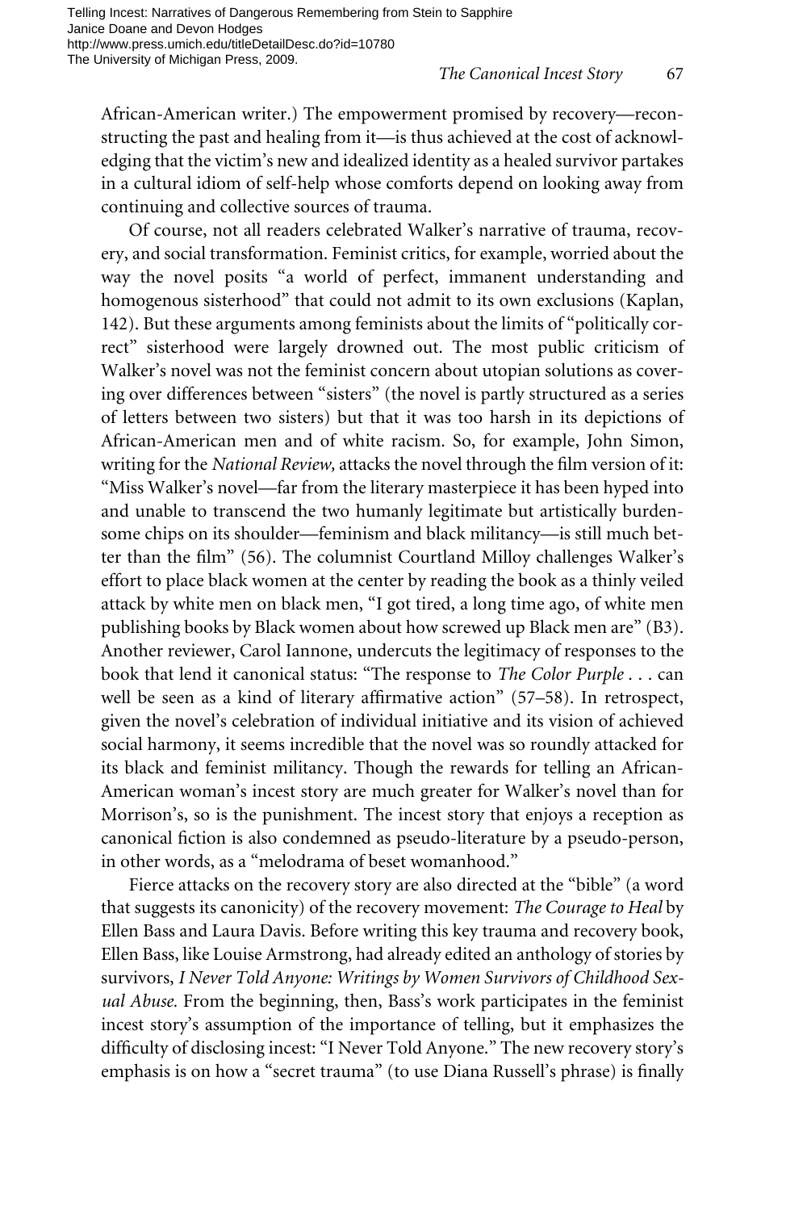African-American writer.) The empowerment promised by recovery—reconstructing the past and healing from it—is thus achieved at the cost of acknowledging that the victim's new and idealized identity as a healed survivor partakes in a cultural idiom of self-help whose comforts depend on looking away from continuing and collective sources of trauma.

Of course, not all readers celebrated Walker's narrative of trauma, recovery, and social transformation. Feminist critics, for example, worried about the way the novel posits "a world of perfect, immanent understanding and homogenous sisterhood" that could not admit to its own exclusions (Kaplan, 142). But these arguments among feminists about the limits of "politically correct" sisterhood were largely drowned out. The most public criticism of Walker's novel was not the feminist concern about utopian solutions as covering over differences between "sisters" (the novel is partly structured as a series of letters between two sisters) but that it was too harsh in its depictions of African-American men and of white racism. So, for example, John Simon, writing for the *National Review,* attacks the novel through the film version of it: "Miss Walker's novel—far from the literary masterpiece it has been hyped into and unable to transcend the two humanly legitimate but artistically burdensome chips on its shoulder—feminism and black militancy—is still much better than the film" (56). The columnist Courtland Milloy challenges Walker's effort to place black women at the center by reading the book as a thinly veiled attack by white men on black men, "I got tired, a long time ago, of white men publishing books by Black women about how screwed up Black men are" (B3). Another reviewer, Carol Iannone, undercuts the legitimacy of responses to the book that lend it canonical status: "The response to *The Color Purple* . . . can well be seen as a kind of literary affirmative action" (57–58). In retrospect, given the novel's celebration of individual initiative and its vision of achieved social harmony, it seems incredible that the novel was so roundly attacked for its black and feminist militancy. Though the rewards for telling an African-American woman's incest story are much greater for Walker's novel than for Morrison's, so is the punishment. The incest story that enjoys a reception as canonical fiction is also condemned as pseudo-literature by a pseudo-person, in other words, as a "melodrama of beset womanhood."

Fierce attacks on the recovery story are also directed at the "bible" (a word that suggests its canonicity) of the recovery movement: *The Courage to Heal* by Ellen Bass and Laura Davis. Before writing this key trauma and recovery book, Ellen Bass, like Louise Armstrong, had already edited an anthology of stories by survivors, *I Never Told Anyone: Writings by Women Survivors of Childhood Sexual Abuse.* From the beginning, then, Bass's work participates in the feminist incest story's assumption of the importance of telling, but it emphasizes the difficulty of disclosing incest: "I Never Told Anyone." The new recovery story's emphasis is on how a "secret trauma" (to use Diana Russell's phrase) is finally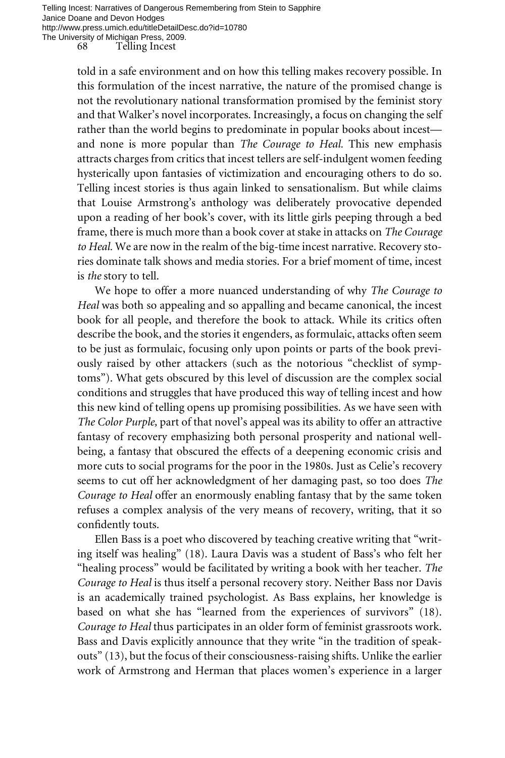told in a safe environment and on how this telling makes recovery possible. In this formulation of the incest narrative, the nature of the promised change is not the revolutionary national transformation promised by the feminist story and that Walker's novel incorporates. Increasingly, a focus on changing the self rather than the world begins to predominate in popular books about incest—and none is more popular than *The Courage to Heal.* This new emphasis attracts charges from critics that incest tellers are self-indulgent women feeding hysterically upon fantasies of victimization and encouraging others to do so. Telling incest stories is thus again linked to sensationalism. But while claims that Louise Armstrong's anthology was deliberately provocative depended upon a reading of her book's cover, with its little girls peeping through a bed frame, there is much more than a book cover at stake in attacks on *The Courage to Heal.* We are now in the realm of the big-time incest narrative. Recovery stories dominate talk shows and media stories. For a brief moment of time, incest is *the* story to tell.

We hope to offer a more nuanced understanding of why *The Courage to Heal* was both so appealing and so appalling and became canonical, the incest book for all people, and therefore the book to attack. While its critics often describe the book, and the stories it engenders, as formulaic, attacks often seem to be just as formulaic, focusing only upon points or parts of the book previously raised by other attackers (such as the notorious "checklist of symptoms"). What gets obscured by this level of discussion are the complex social conditions and struggles that have produced this way of telling incest and how this new kind of telling opens up promising possibilities. As we have seen with *The Color Purple,* part of that novel's appeal was its ability to offer an attractive fantasy of recovery emphasizing both personal prosperity and national well-being, a fantasy that obscured the effects of a deepening economic crisis and more cuts to social programs for the poor in the 1980s. Just as Celie's recovery seems to cut off her acknowledgment of her damaging past, so too does *The Courage to Heal* offer an enormously enabling fantasy that by the same token refuses a complex analysis of the very means of recovery, writing, that it so confidently touts.

Ellen Bass is a poet who discovered by teaching creative writing that "writing itself was healing" (18). Laura Davis was a student of Bass's who felt her "healing process" would be facilitated by writing a book with her teacher. *The Courage to Heal* is thus itself a personal recovery story. Neither Bass nor Davis is an academically trained psychologist. As Bass explains, her knowledge is based on what she has "learned from the experiences of survivors" (18). *Courage to Heal* thus participates in an older form of feminist grassroots work. Bass and Davis explicitly announce that they write "in the tradition of speak-outs" (13), but the focus of their consciousness-raising shifts. Unlike the earlier work of Armstrong and Herman that places women's experience in a larger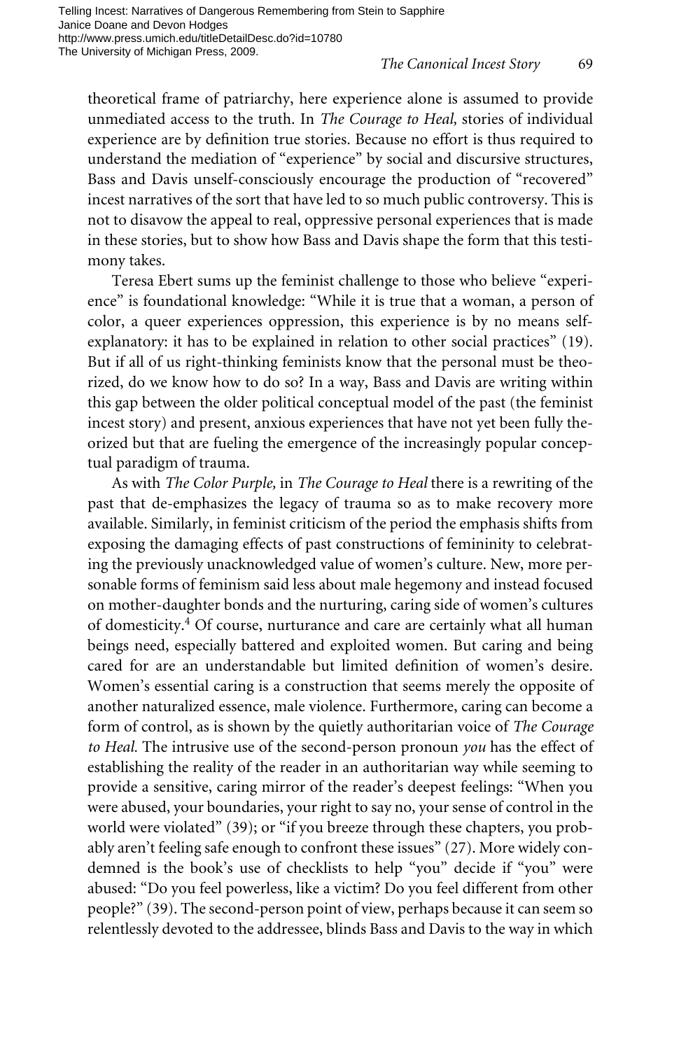theoretical frame of patriarchy, here experience alone is assumed to provide unmediated access to the truth. In *The Courage to Heal,* stories of individual experience are by definition true stories. Because no effort is thus required to understand the mediation of "experience" by social and discursive structures, Bass and Davis unself-consciously encourage the production of "recovered" incest narratives of the sort that have led to so much public controversy. This is not to disavow the appeal to real, oppressive personal experiences that is made in these stories, but to show how Bass and Davis shape the form that this testimony takes.

Teresa Ebert sums up the feminist challenge to those who believe "experience" is foundational knowledge: "While it is true that a woman, a person of color, a queer experiences oppression, this experience is by no means self-explanatory: it has to be explained in relation to other social practices" (19). But if all of us right-thinking feminists know that the personal must be theorized, do we know how to do so? In a way, Bass and Davis are writing within this gap between the older political conceptual model of the past (the feminist incest story) and present, anxious experiences that have not yet been fully theorized but that are fueling the emergence of the increasingly popular conceptual paradigm of trauma.

As with *The Color Purple,* in *The Courage to Heal* there is a rewriting of the past that de-emphasizes the legacy of trauma so as to make recovery more available. Similarly, in feminist criticism of the period the emphasis shifts from exposing the damaging effects of past constructions of femininity to celebrating the previously unacknowledged value of women's culture. New, more personable forms of feminism said less about male hegemony and instead focused on mother-daughter bonds and the nurturing, caring side of women's cultures of domesticity.[4] Of course, nurturance and care are certainly what all human beings need, especially battered and exploited women. But caring and being cared for are an understandable but limited definition of women's desire. Women's essential caring is a construction that seems merely the opposite of another naturalized essence, male violence. Furthermore, caring can become a form of control, as is shown by the quietly authoritarian voice of *The Courage to Heal.* The intrusive use of the second-person pronoun *you* has the effect of establishing the reality of the reader in an authoritarian way while seeming to provide a sensitive, caring mirror of the reader's deepest feelings: "When you were abused, your boundaries, your right to say no, your sense of control in the world were violated" (39); or "if you breeze through these chapters, you probably aren't feeling safe enough to confront these issues" (27). More widely condemned is the book's use of checklists to help "you" decide if "you" were abused: "Do you feel powerless, like a victim? Do you feel different from other people?" (39). The second-person point of view, perhaps because it can seem so relentlessly devoted to the addressee, blinds Bass and Davis to the way in which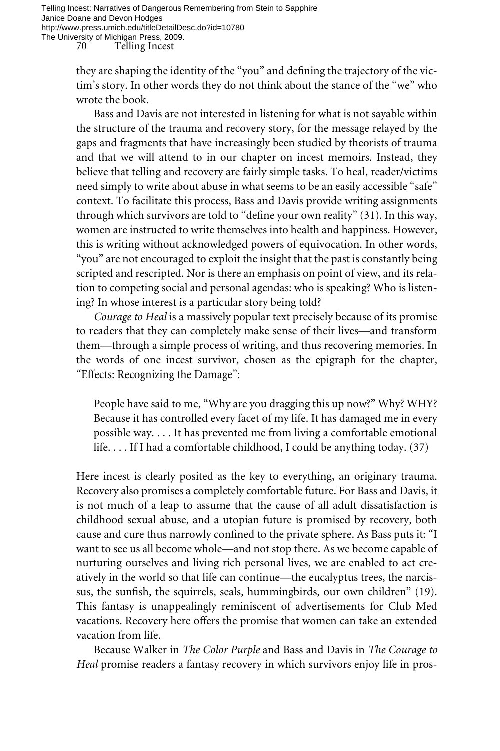they are shaping the identity of the "you" and defining the trajectory of the victim's story. In other words they do not think about the stance of the "we" who wrote the book.

Bass and Davis are not interested in listening for what is not sayable within the structure of the trauma and recovery story, for the message relayed by the gaps and fragments that have increasingly been studied by theorists of trauma and that we will attend to in our chapter on incest memoirs. Instead, they believe that telling and recovery are fairly simple tasks. To heal, reader/victims need simply to write about abuse in what seems to be an easily accessible "safe" context. To facilitate this process, Bass and Davis provide writing assignments through which survivors are told to "define your own reality" (31). In this way, women are instructed to write themselves into health and happiness. However, this is writing without acknowledged powers of equivocation. In other words, "you" are not encouraged to exploit the insight that the past is constantly being scripted and rescripted. Nor is there an emphasis on point of view, and its relation to competing social and personal agendas: who is speaking? Who is listening? In whose interest is a particular story being told?

*Courage to Heal* is a massively popular text precisely because of its promise to readers that they can completely make sense of their lives—and transform them—through a simple process of writing, and thus recovering memories. In the words of one incest survivor, chosen as the epigraph for the chapter, "Effects: Recognizing the Damage":

> People have said to me, "Why are you dragging this up now?" Why? WHY? Because it has controlled every facet of my life. It has damaged me in every possible way. . . . It has prevented me from living a comfortable emotional life. . . . If I had a comfortable childhood, I could be anything today. (37)

Here incest is clearly posited as the key to everything, an originary trauma. Recovery also promises a completely comfortable future. For Bass and Davis, it is not much of a leap to assume that the cause of all adult dissatisfaction is childhood sexual abuse, and a utopian future is promised by recovery, both cause and cure thus narrowly confined to the private sphere. As Bass puts it: "I want to see us all become whole—and not stop there. As we become capable of nurturing ourselves and living rich personal lives, we are enabled to act creatively in the world so that life can continue—the eucalyptus trees, the narcissus, the sunfish, the squirrels, seals, hummingbirds, our own children" (19). This fantasy is unappealingly reminiscent of advertisements for Club Med vacations. Recovery here offers the promise that women can take an extended vacation from life.

Because Walker in *The Color Purple* and Bass and Davis in *The Courage to Heal* promise readers a fantasy recovery in which survivors enjoy life in pros-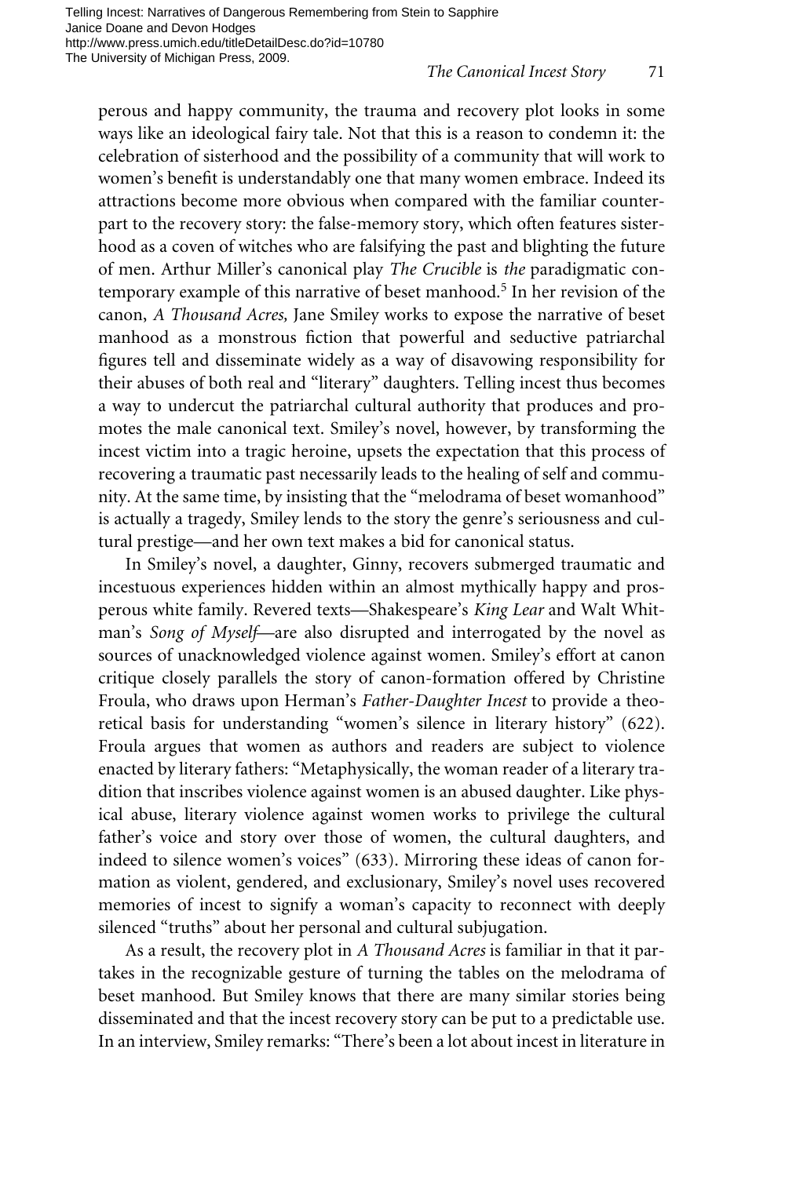perous and happy community, the trauma and recovery plot looks in some ways like an ideological fairy tale. Not that this is a reason to condemn it: the celebration of sisterhood and the possibility of a community that will work to women's benefit is understandably one that many women embrace. Indeed its attractions become more obvious when compared with the familiar counterpart to the recovery story: the false-memory story, which often features sisterhood as a coven of witches who are falsifying the past and blighting the future of men. Arthur Miller's canonical play *The Crucible* is *the* paradigmatic contemporary example of this narrative of beset manhood.[5] In her revision of the canon, *A Thousand Acres,* Jane Smiley works to expose the narrative of beset manhood as a monstrous fiction that powerful and seductive patriarchal figures tell and disseminate widely as a way of disavowing responsibility for their abuses of both real and "literary" daughters. Telling incest thus becomes a way to undercut the patriarchal cultural authority that produces and promotes the male canonical text. Smiley's novel, however, by transforming the incest victim into a tragic heroine, upsets the expectation that this process of recovering a traumatic past necessarily leads to the healing of self and community. At the same time, by insisting that the "melodrama of beset womanhood" is actually a tragedy, Smiley lends to the story the genre's seriousness and cultural prestige—and her own text makes a bid for canonical status.

In Smiley's novel, a daughter, Ginny, recovers submerged traumatic and incestuous experiences hidden within an almost mythically happy and prosperous white family. Revered texts—Shakespeare's *King Lear* and Walt Whitman's *Song of Myself*—are also disrupted and interrogated by the novel as sources of unacknowledged violence against women. Smiley's effort at canon critique closely parallels the story of canon-formation offered by Christine Froula, who draws upon Herman's *Father-Daughter Incest* to provide a theoretical basis for understanding "women's silence in literary history" (622). Froula argues that women as authors and readers are subject to violence enacted by literary fathers: "Metaphysically, the woman reader of a literary tradition that inscribes violence against women is an abused daughter. Like physical abuse, literary violence against women works to privilege the cultural father's voice and story over those of women, the cultural daughters, and indeed to silence women's voices" (633). Mirroring these ideas of canon formation as violent, gendered, and exclusionary, Smiley's novel uses recovered memories of incest to signify a woman's capacity to reconnect with deeply silenced "truths" about her personal and cultural subjugation.

As a result, the recovery plot in *A Thousand Acres* is familiar in that it partakes in the recognizable gesture of turning the tables on the melodrama of beset manhood. But Smiley knows that there are many similar stories being disseminated and that the incest recovery story can be put to a predictable use. In an interview, Smiley remarks: "There's been a lot about incest in literature in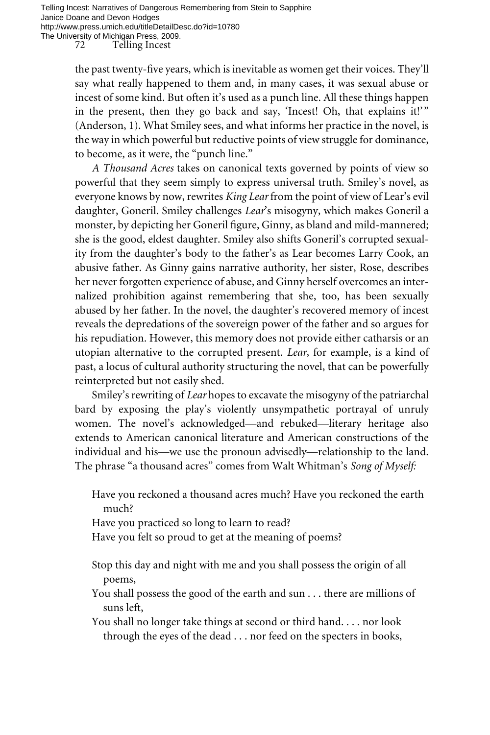the past twenty-five years, which is inevitable as women get their voices. They'll say what really happened to them and, in many cases, it was sexual abuse or incest of some kind. But often it's used as a punch line. All these things happen in the present, then they go back and say, 'Incest! Oh, that explains it!'" (Anderson, 1). What Smiley sees, and what informs her practice in the novel, is the way in which powerful but reductive points of view struggle for dominance, to become, as it were, the "punch line."

*A Thousand Acres* takes on canonical texts governed by points of view so powerful that they seem simply to express universal truth. Smiley's novel, as everyone knows by now, rewrites *King Lear* from the point of view of Lear's evil daughter, Goneril. Smiley challenges *Lear*'s misogyny, which makes Goneril a monster, by depicting her Goneril figure, Ginny, as bland and mild-mannered; she is the good, eldest daughter. Smiley also shifts Goneril's corrupted sexuality from the daughter's body to the father's as Lear becomes Larry Cook, an abusive father. As Ginny gains narrative authority, her sister, Rose, describes her never forgotten experience of abuse, and Ginny herself overcomes an internalized prohibition against remembering that she, too, has been sexually abused by her father. In the novel, the daughter's recovered memory of incest reveals the depredations of the sovereign power of the father and so argues for his repudiation. However, this memory does not provide either catharsis or an utopian alternative to the corrupted present. *Lear,* for example, is a kind of past, a locus of cultural authority structuring the novel, that can be powerfully reinterpreted but not easily shed.

Smiley's rewriting of *Lear* hopes to excavate the misogyny of the patriarchal bard by exposing the play's violently unsympathetic portrayal of unruly women. The novel's acknowledged—and rebuked—literary heritage also extends to American canonical literature and American constructions of the individual and his—we use the pronoun advisedly—relationship to the land. The phrase "a thousand acres" comes from Walt Whitman's *Song of Myself:*

> Have you reckoned a thousand acres much? Have you reckoned the earth much?
> Have you practiced so long to learn to read?
> Have you felt so proud to get at the meaning of poems?
>
> Stop this day and night with me and you shall possess the origin of all poems,
> You shall possess the good of the earth and sun . . . there are millions of suns left,
> You shall no longer take things at second or third hand. . . . nor look through the eyes of the dead . . . nor feed on the specters in books,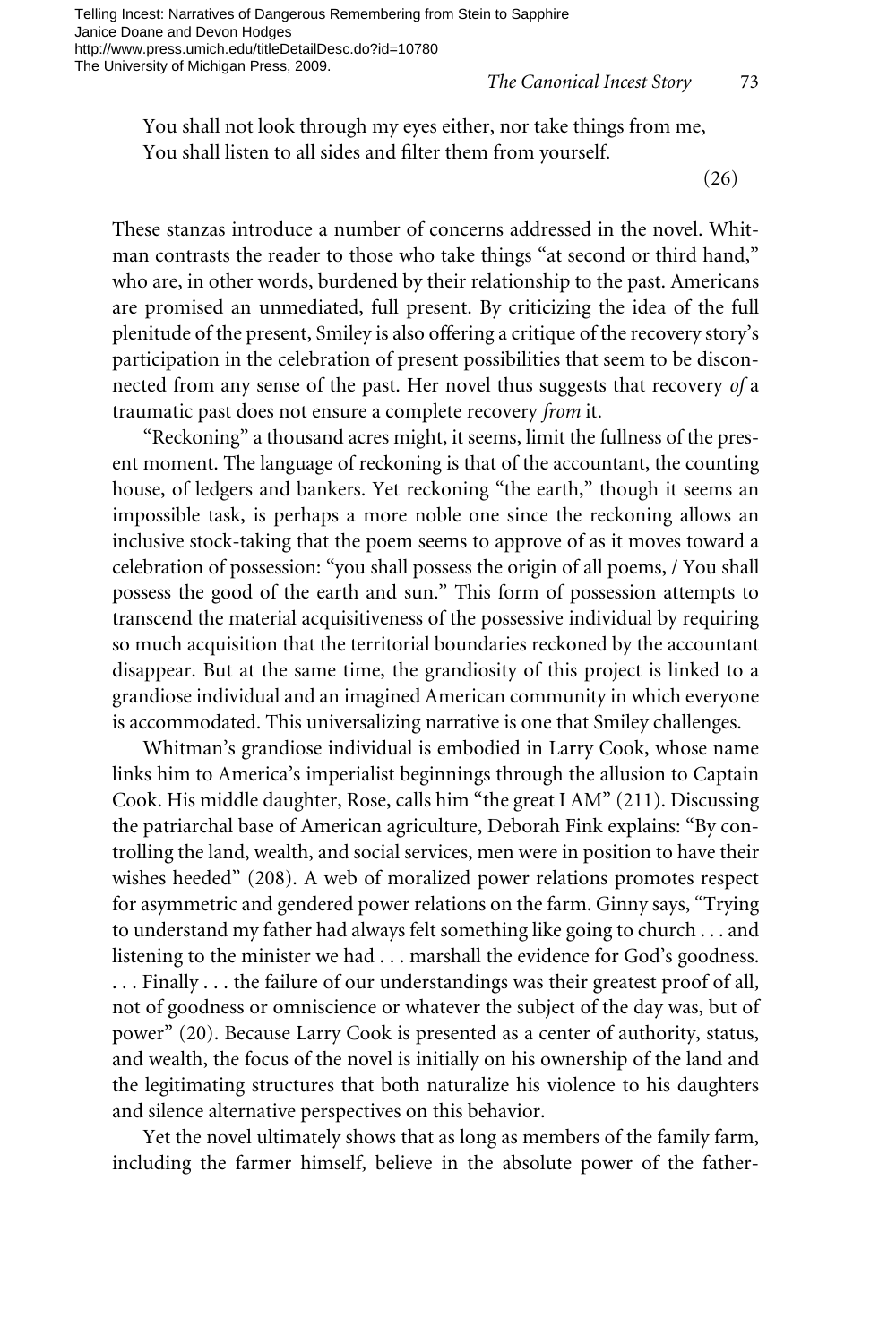You shall not look through my eyes either, nor take things from me,
You shall listen to all sides and filter them from yourself.

(26)

These stanzas introduce a number of concerns addressed in the novel. Whitman contrasts the reader to those who take things "at second or third hand," who are, in other words, burdened by their relationship to the past. Americans are promised an unmediated, full present. By criticizing the idea of the full plenitude of the present, Smiley is also offering a critique of the recovery story's participation in the celebration of present possibilities that seem to be disconnected from any sense of the past. Her novel thus suggests that recovery *of* a traumatic past does not ensure a complete recovery *from* it.

"Reckoning" a thousand acres might, it seems, limit the fullness of the present moment. The language of reckoning is that of the accountant, the counting house, of ledgers and bankers. Yet reckoning "the earth," though it seems an impossible task, is perhaps a more noble one since the reckoning allows an inclusive stock-taking that the poem seems to approve of as it moves toward a celebration of possession: "you shall possess the origin of all poems, / You shall possess the good of the earth and sun." This form of possession attempts to transcend the material acquisitiveness of the possessive individual by requiring so much acquisition that the territorial boundaries reckoned by the accountant disappear. But at the same time, the grandiosity of this project is linked to a grandiose individual and an imagined American community in which everyone is accommodated. This universalizing narrative is one that Smiley challenges.

Whitman's grandiose individual is embodied in Larry Cook, whose name links him to America's imperialist beginnings through the allusion to Captain Cook. His middle daughter, Rose, calls him "the great I AM" (211). Discussing the patriarchal base of American agriculture, Deborah Fink explains: "By controlling the land, wealth, and social services, men were in position to have their wishes heeded" (208). A web of moralized power relations promotes respect for asymmetric and gendered power relations on the farm. Ginny says, "Trying to understand my father had always felt something like going to church . . . and listening to the minister we had . . . marshall the evidence for God's goodness. . . . Finally . . . the failure of our understandings was their greatest proof of all, not of goodness or omniscience or whatever the subject of the day was, but of power" (20). Because Larry Cook is presented as a center of authority, status, and wealth, the focus of the novel is initially on his ownership of the land and the legitimating structures that both naturalize his violence to his daughters and silence alternative perspectives on this behavior.

Yet the novel ultimately shows that as long as members of the family farm, including the farmer himself, believe in the absolute power of the father-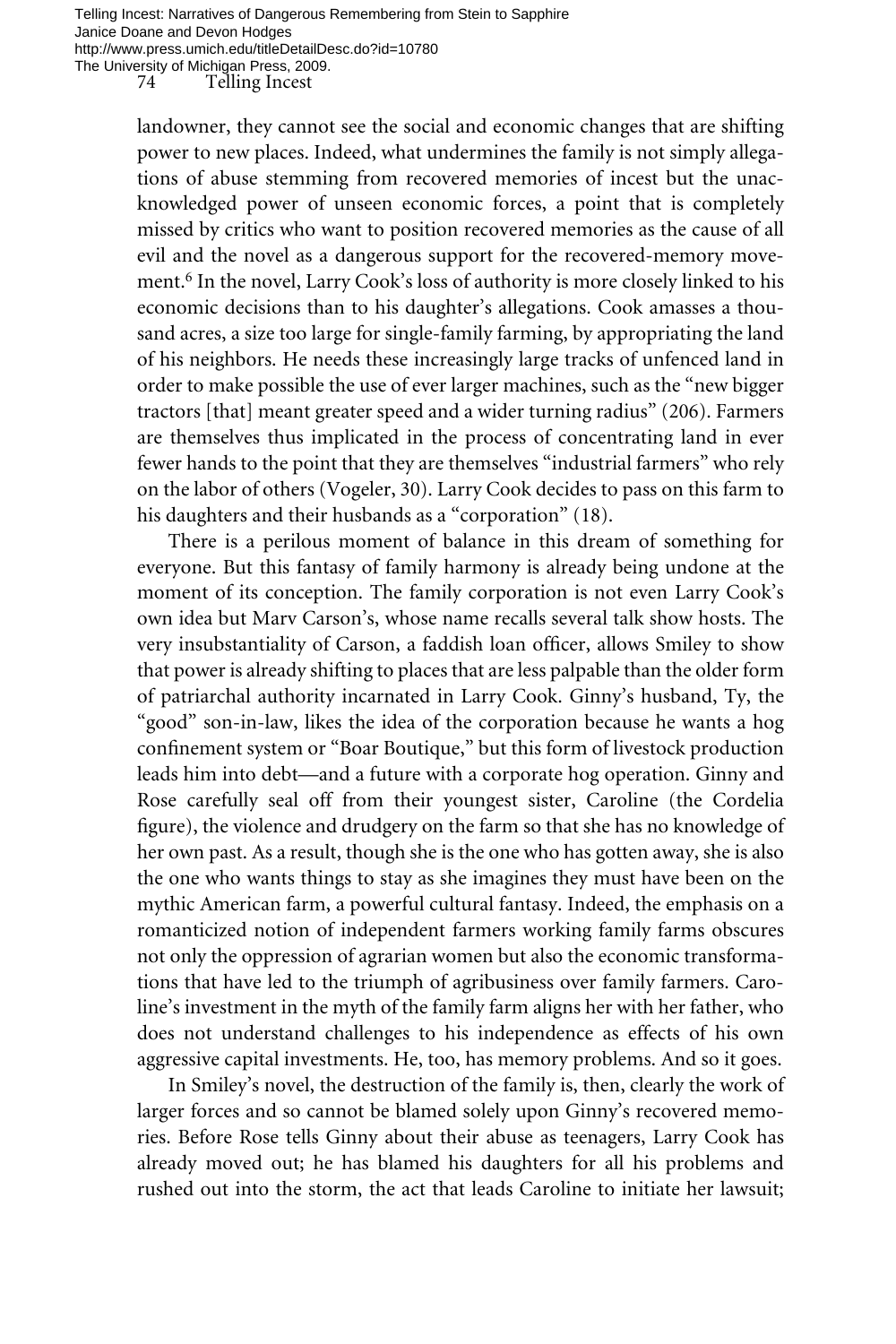landowner, they cannot see the social and economic changes that are shifting power to new places. Indeed, what undermines the family is not simply allegations of abuse stemming from recovered memories of incest but the unacknowledged power of unseen economic forces, a point that is completely missed by critics who want to position recovered memories as the cause of all evil and the novel as a dangerous support for the recovered-memory movement.[6] In the novel, Larry Cook's loss of authority is more closely linked to his economic decisions than to his daughter's allegations. Cook amasses a thousand acres, a size too large for single-family farming, by appropriating the land of his neighbors. He needs these increasingly large tracks of unfenced land in order to make possible the use of ever larger machines, such as the "new bigger tractors [that] meant greater speed and a wider turning radius" (206). Farmers are themselves thus implicated in the process of concentrating land in ever fewer hands to the point that they are themselves "industrial farmers" who rely on the labor of others (Vogeler, 30). Larry Cook decides to pass on this farm to his daughters and their husbands as a "corporation" (18).

There is a perilous moment of balance in this dream of something for everyone. But this fantasy of family harmony is already being undone at the moment of its conception. The family corporation is not even Larry Cook's own idea but Marv Carson's, whose name recalls several talk show hosts. The very insubstantiality of Carson, a faddish loan officer, allows Smiley to show that power is already shifting to places that are less palpable than the older form of patriarchal authority incarnated in Larry Cook. Ginny's husband, Ty, the "good" son-in-law, likes the idea of the corporation because he wants a hog confinement system or "Boar Boutique," but this form of livestock production leads him into debt—and a future with a corporate hog operation. Ginny and Rose carefully seal off from their youngest sister, Caroline (the Cordelia figure), the violence and drudgery on the farm so that she has no knowledge of her own past. As a result, though she is the one who has gotten away, she is also the one who wants things to stay as she imagines they must have been on the mythic American farm, a powerful cultural fantasy. Indeed, the emphasis on a romanticized notion of independent farmers working family farms obscures not only the oppression of agrarian women but also the economic transformations that have led to the triumph of agribusiness over family farmers. Caroline's investment in the myth of the family farm aligns her with her father, who does not understand challenges to his independence as effects of his own aggressive capital investments. He, too, has memory problems. And so it goes.

In Smiley's novel, the destruction of the family is, then, clearly the work of larger forces and so cannot be blamed solely upon Ginny's recovered memories. Before Rose tells Ginny about their abuse as teenagers, Larry Cook has already moved out; he has blamed his daughters for all his problems and rushed out into the storm, the act that leads Caroline to initiate her lawsuit;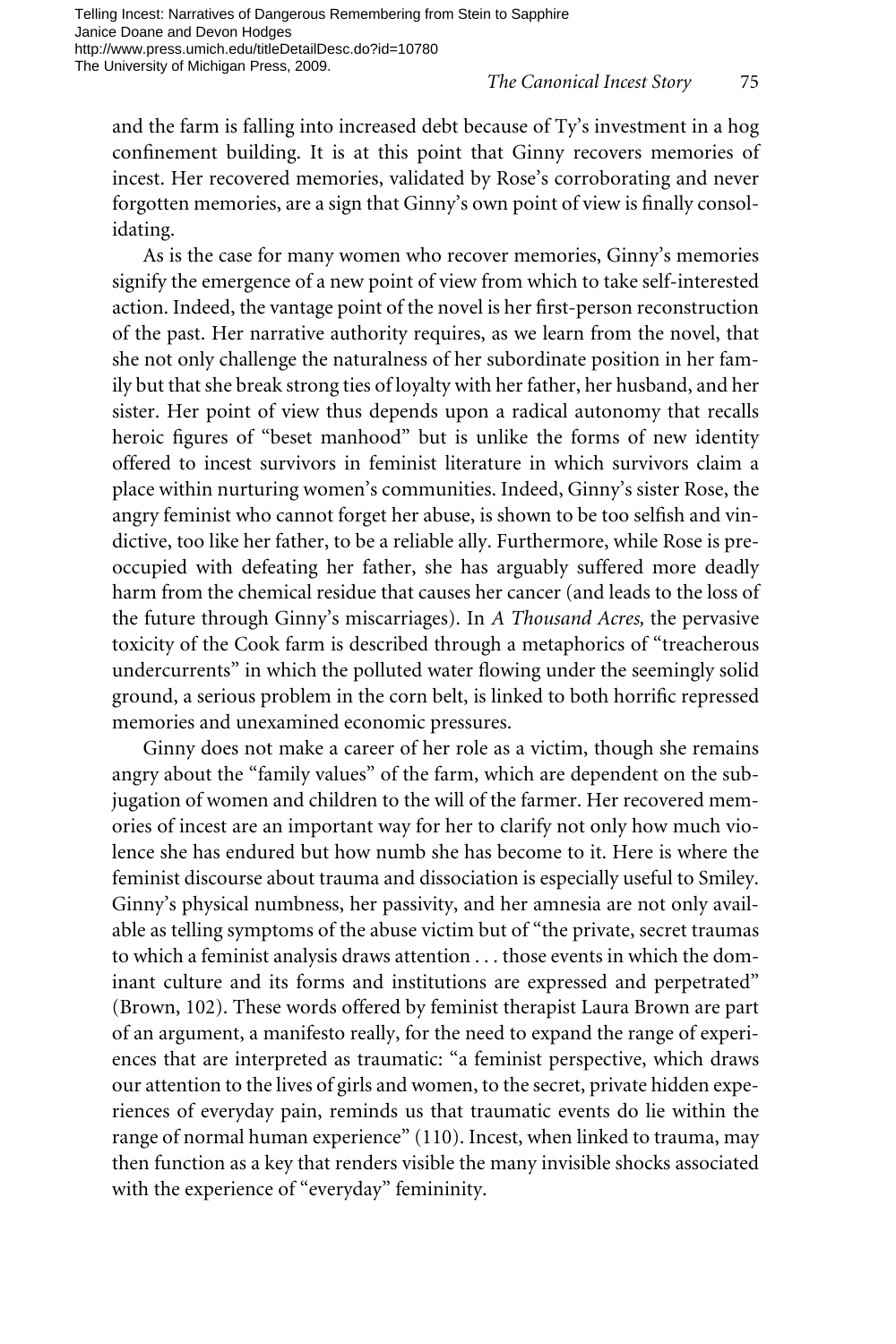and the farm is falling into increased debt because of Ty's investment in a hog confinement building. It is at this point that Ginny recovers memories of incest. Her recovered memories, validated by Rose's corroborating and never forgotten memories, are a sign that Ginny's own point of view is finally consolidating.

As is the case for many women who recover memories, Ginny's memories signify the emergence of a new point of view from which to take self-interested action. Indeed, the vantage point of the novel is her first-person reconstruction of the past. Her narrative authority requires, as we learn from the novel, that she not only challenge the naturalness of her subordinate position in her family but that she break strong ties of loyalty with her father, her husband, and her sister. Her point of view thus depends upon a radical autonomy that recalls heroic figures of "beset manhood" but is unlike the forms of new identity offered to incest survivors in feminist literature in which survivors claim a place within nurturing women's communities. Indeed, Ginny's sister Rose, the angry feminist who cannot forget her abuse, is shown to be too selfish and vindictive, too like her father, to be a reliable ally. Furthermore, while Rose is preoccupied with defeating her father, she has arguably suffered more deadly harm from the chemical residue that causes her cancer (and leads to the loss of the future through Ginny's miscarriages). In *A Thousand Acres,* the pervasive toxicity of the Cook farm is described through a metaphorics of "treacherous undercurrents" in which the polluted water flowing under the seemingly solid ground, a serious problem in the corn belt, is linked to both horrific repressed memories and unexamined economic pressures.

Ginny does not make a career of her role as a victim, though she remains angry about the "family values" of the farm, which are dependent on the subjugation of women and children to the will of the farmer. Her recovered memories of incest are an important way for her to clarify not only how much violence she has endured but how numb she has become to it. Here is where the feminist discourse about trauma and dissociation is especially useful to Smiley. Ginny's physical numbness, her passivity, and her amnesia are not only available as telling symptoms of the abuse victim but of "the private, secret traumas to which a feminist analysis draws attention . . . those events in which the dominant culture and its forms and institutions are expressed and perpetrated" (Brown, 102). These words offered by feminist therapist Laura Brown are part of an argument, a manifesto really, for the need to expand the range of experiences that are interpreted as traumatic: "a feminist perspective, which draws our attention to the lives of girls and women, to the secret, private hidden experiences of everyday pain, reminds us that traumatic events do lie within the range of normal human experience" (110). Incest, when linked to trauma, may then function as a key that renders visible the many invisible shocks associated with the experience of "everyday" femininity.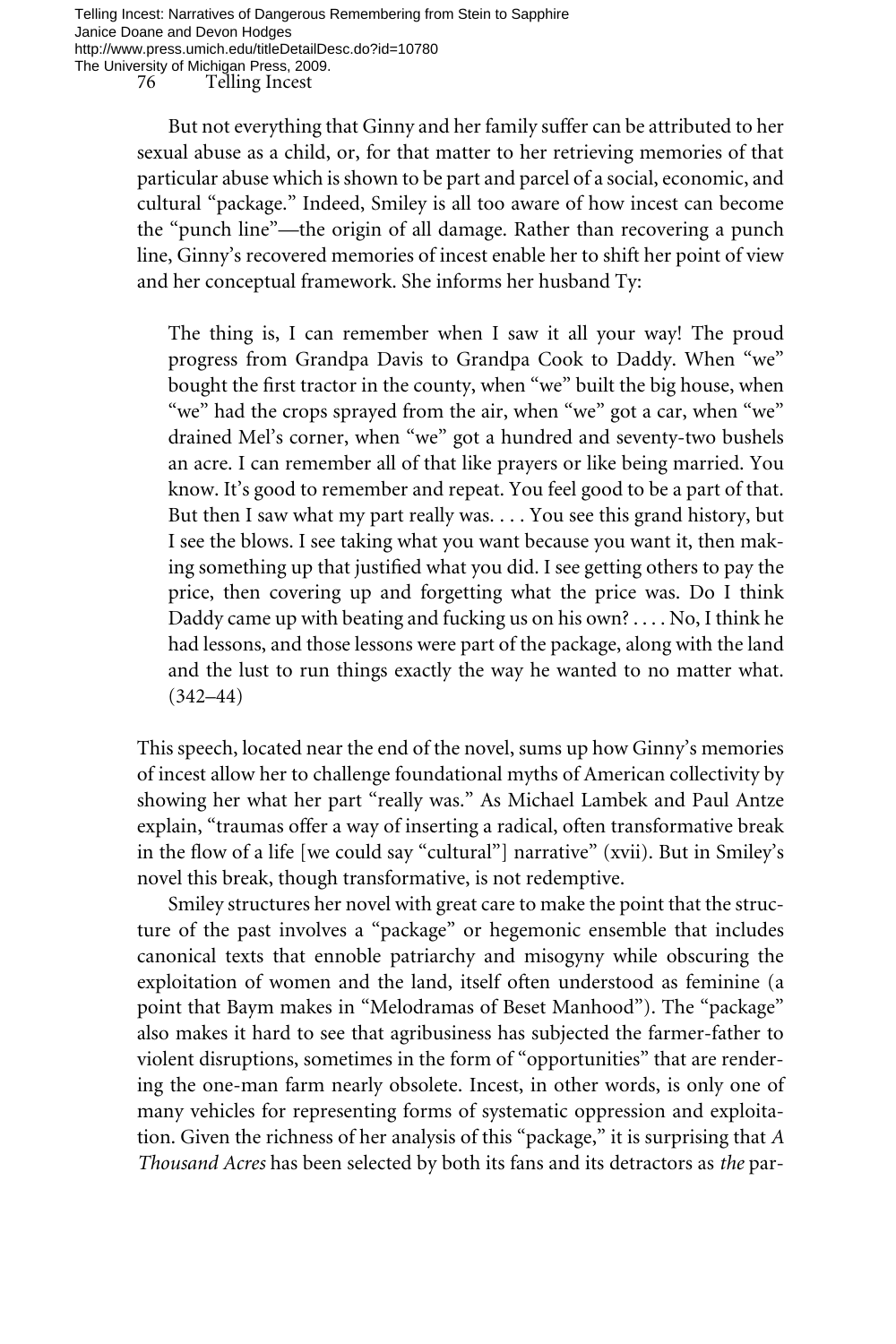But not everything that Ginny and her family suffer can be attributed to her sexual abuse as a child, or, for that matter to her retrieving memories of that particular abuse which is shown to be part and parcel of a social, economic, and cultural "package." Indeed, Smiley is all too aware of how incest can become the "punch line"—the origin of all damage. Rather than recovering a punch line, Ginny's recovered memories of incest enable her to shift her point of view and her conceptual framework. She informs her husband Ty:

> The thing is, I can remember when I saw it all your way! The proud progress from Grandpa Davis to Grandpa Cook to Daddy. When "we" bought the first tractor in the county, when "we" built the big house, when "we" had the crops sprayed from the air, when "we" got a car, when "we" drained Mel's corner, when "we" got a hundred and seventy-two bushels an acre. I can remember all of that like prayers or like being married. You know. It's good to remember and repeat. You feel good to be a part of that. But then I saw what my part really was. . . . You see this grand history, but I see the blows. I see taking what you want because you want it, then making something up that justified what you did. I see getting others to pay the price, then covering up and forgetting what the price was. Do I think Daddy came up with beating and fucking us on his own? . . . . No, I think he had lessons, and those lessons were part of the package, along with the land and the lust to run things exactly the way he wanted to no matter what. (342–44)

This speech, located near the end of the novel, sums up how Ginny's memories of incest allow her to challenge foundational myths of American collectivity by showing her what her part "really was." As Michael Lambek and Paul Antze explain, "traumas offer a way of inserting a radical, often transformative break in the flow of a life [we could say "cultural"] narrative" (xvii). But in Smiley's novel this break, though transformative, is not redemptive.

Smiley structures her novel with great care to make the point that the structure of the past involves a "package" or hegemonic ensemble that includes canonical texts that ennoble patriarchy and misogyny while obscuring the exploitation of women and the land, itself often understood as feminine (a point that Baym makes in "Melodramas of Beset Manhood"). The "package" also makes it hard to see that agribusiness has subjected the farmer-father to violent disruptions, sometimes in the form of "opportunities" that are rendering the one-man farm nearly obsolete. Incest, in other words, is only one of many vehicles for representing forms of systematic oppression and exploitation. Given the richness of her analysis of this "package," it is surprising that *A Thousand Acres* has been selected by both its fans and its detractors as *the* par-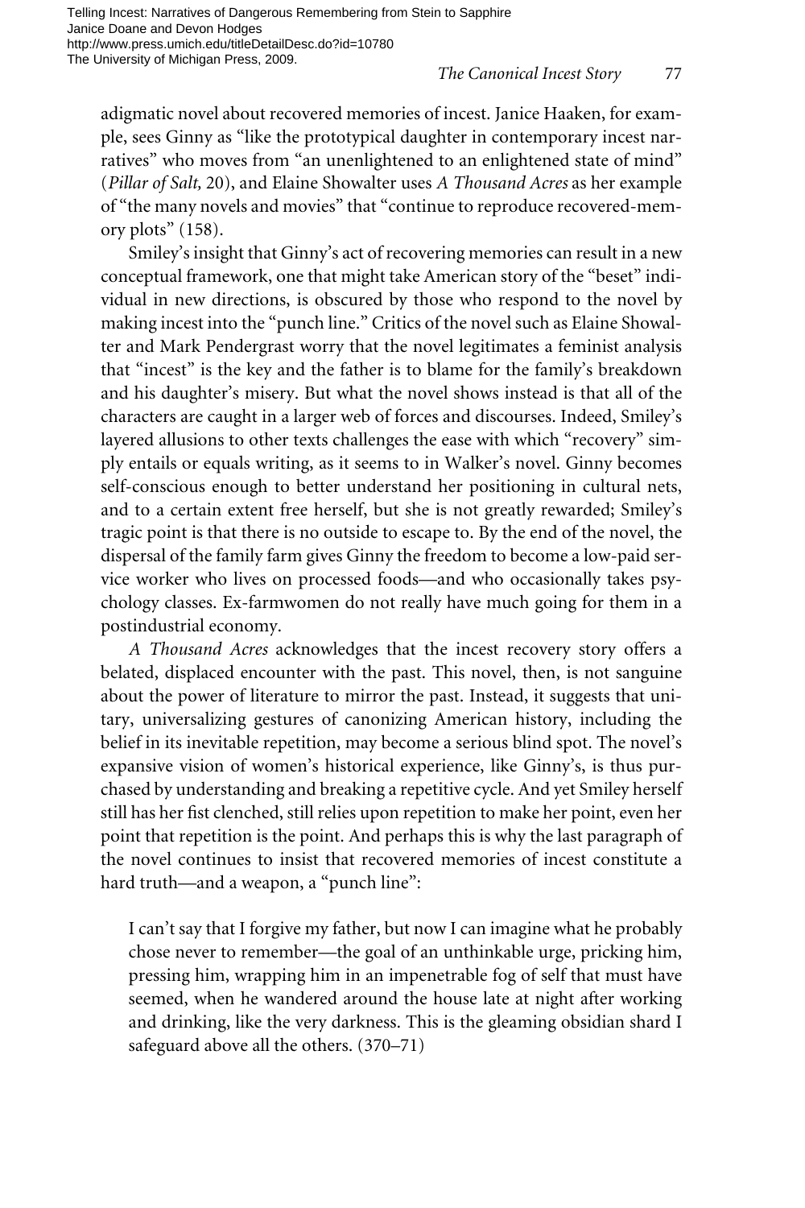adigmatic novel about recovered memories of incest. Janice Haaken, for example, sees Ginny as "like the prototypical daughter in contemporary incest narratives" who moves from "an unenlightened to an enlightened state of mind" (*Pillar of Salt,* 20), and Elaine Showalter uses *A Thousand Acres* as her example of "the many novels and movies" that "continue to reproduce recovered-memory plots" (158).

Smiley's insight that Ginny's act of recovering memories can result in a new conceptual framework, one that might take American story of the "beset" individual in new directions, is obscured by those who respond to the novel by making incest into the "punch line." Critics of the novel such as Elaine Showalter and Mark Pendergrast worry that the novel legitimates a feminist analysis that "incest" is the key and the father is to blame for the family's breakdown and his daughter's misery. But what the novel shows instead is that all of the characters are caught in a larger web of forces and discourses. Indeed, Smiley's layered allusions to other texts challenges the ease with which "recovery" simply entails or equals writing, as it seems to in Walker's novel. Ginny becomes self-conscious enough to better understand her positioning in cultural nets, and to a certain extent free herself, but she is not greatly rewarded; Smiley's tragic point is that there is no outside to escape to. By the end of the novel, the dispersal of the family farm gives Ginny the freedom to become a low-paid service worker who lives on processed foods—and who occasionally takes psychology classes. Ex-farmwomen do not really have much going for them in a postindustrial economy.

*A Thousand Acres* acknowledges that the incest recovery story offers a belated, displaced encounter with the past. This novel, then, is not sanguine about the power of literature to mirror the past. Instead, it suggests that unitary, universalizing gestures of canonizing American history, including the belief in its inevitable repetition, may become a serious blind spot. The novel's expansive vision of women's historical experience, like Ginny's, is thus purchased by understanding and breaking a repetitive cycle. And yet Smiley herself still has her fist clenched, still relies upon repetition to make her point, even her point that repetition is the point. And perhaps this is why the last paragraph of the novel continues to insist that recovered memories of incest constitute a hard truth—and a weapon, a "punch line":

> I can't say that I forgive my father, but now I can imagine what he probably chose never to remember—the goal of an unthinkable urge, pricking him, pressing him, wrapping him in an impenetrable fog of self that must have seemed, when he wandered around the house late at night after working and drinking, like the very darkness. This is the gleaming obsidian shard I safeguard above all the others. (370–71)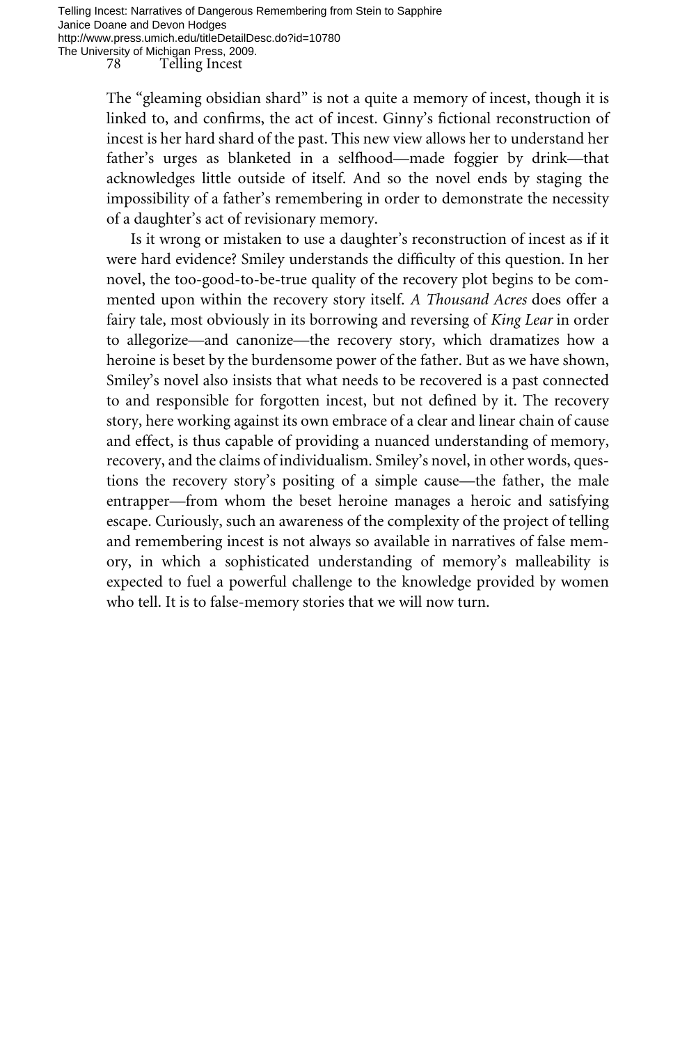The "gleaming obsidian shard" is not a quite a memory of incest, though it is linked to, and confirms, the act of incest. Ginny's fictional reconstruction of incest is her hard shard of the past. This new view allows her to understand her father's urges as blanketed in a selfhood—made foggier by drink—that acknowledges little outside of itself. And so the novel ends by staging the impossibility of a father's remembering in order to demonstrate the necessity of a daughter's act of revisionary memory.

Is it wrong or mistaken to use a daughter's reconstruction of incest as if it were hard evidence? Smiley understands the difficulty of this question. In her novel, the too-good-to-be-true quality of the recovery plot begins to be commented upon within the recovery story itself. *A Thousand Acres* does offer a fairy tale, most obviously in its borrowing and reversing of *King Lear* in order to allegorize—and canonize—the recovery story, which dramatizes how a heroine is beset by the burdensome power of the father. But as we have shown, Smiley's novel also insists that what needs to be recovered is a past connected to and responsible for forgotten incest, but not defined by it. The recovery story, here working against its own embrace of a clear and linear chain of cause and effect, is thus capable of providing a nuanced understanding of memory, recovery, and the claims of individualism. Smiley's novel, in other words, questions the recovery story's positing of a simple cause—the father, the male entrapper—from whom the beset heroine manages a heroic and satisfying escape. Curiously, such an awareness of the complexity of the project of telling and remembering incest is not always so available in narratives of false memory, in which a sophisticated understanding of memory's malleability is expected to fuel a powerful challenge to the knowledge provided by women who tell. It is to false-memory stories that we will now turn.